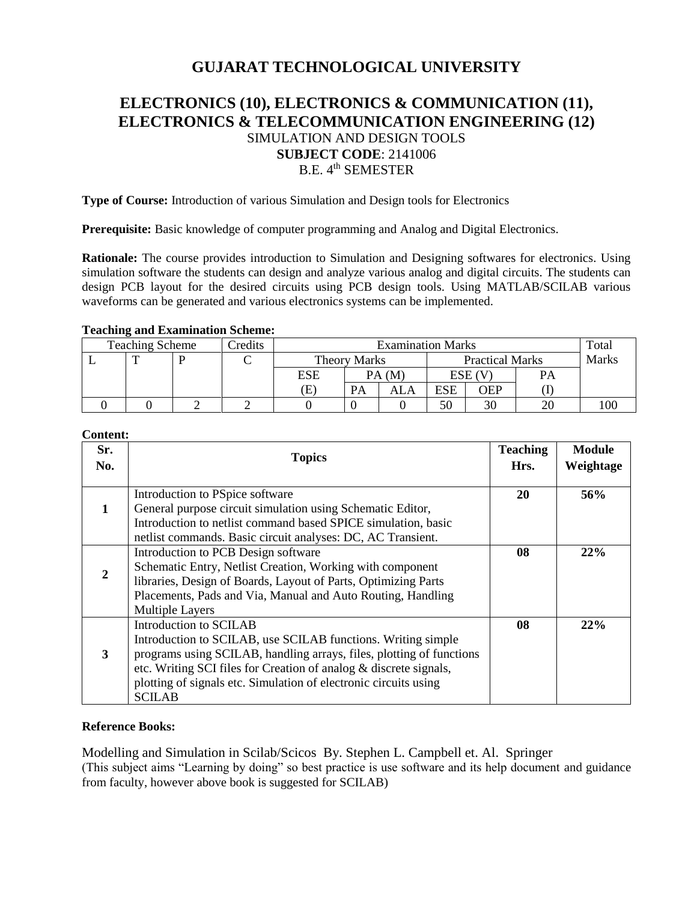# GUJARAT TECHNOLOGICAL UNIVERSITY

## ELECTRONICS (10), ELECTRONICS & COMMUNICATION (11), ELECTRONICS & TELECOMMUNICATION ENGINEERING (12)

SIMULATION AND DESIGN TOOLS

**SUBJECT CODE**: 2141006

B.E. 4th SEMESTER

**Type of Course:** Introduction of various Simulation and Design tools for Electronics

**Prerequisite:** Basic knowledge of computer programming and Analog and Digital Electronics.

**Rationale:** The course provides introduction to Simulation and Designing softwares for electronics. Using simulation software the students can design and analyze various analog and digital circuits. The students can design PCB layout for the desired circuits using PCB design tools. Using MATLAB/SCILAB various waveforms can be generated and various electronics systems can be implemented.

**Teaching and Examination Scheme:**

| Teaching Scheme | | | Credits | Examination Marks | | | | | | Total Marks |
|---|---|---|---|---|---|---|---|---|---|---|
| | | | | Theory Marks | | | Practical Marks | | | |
| L | T | P | C | ESE | PA (M) | | ESE (V) | | PA | |
| | | | | (E) | PA | ALA | ESE | OEP | (I) | |
| 0 | 0 | 2 | 2 | 0 | 0 | 0 | 50 | 30 | 20 | 100 |

**Content:**

| Sr. No. | Topics | Teaching Hrs. | Module Weightage |
|---|---|---|---|
| 1 | Introduction to PSpice software<br>General purpose circuit simulation using Schematic Editor, Introduction to netlist command based SPICE simulation, basic netlist commands. Basic circuit analyses: DC, AC Transient. | 20 | 56% |
| 2 | Introduction to PCB Design software<br>Schematic Entry, Netlist Creation, Working with component libraries, Design of Boards, Layout of Parts, Optimizing Parts Placements, Pads and Via, Manual and Auto Routing, Handling Multiple Layers | 08 | 22% |
| 3 | Introduction to SCILAB<br>Introduction to SCILAB, use SCILAB functions. Writing simple programs using SCILAB, handling arrays, files, plotting of functions etc. Writing SCI files for Creation of analog & discrete signals, plotting of signals etc. Simulation of electronic circuits using SCILAB | 08 | 22% |

**Reference Books:**

Modelling and Simulation in Scilab/Scicos By. Stephen L. Campbell et. Al. Springer

(This subject aims "Learning by doing" so best practice is use software and its help document and guidance from faculty, however above book is suggested for SCILAB)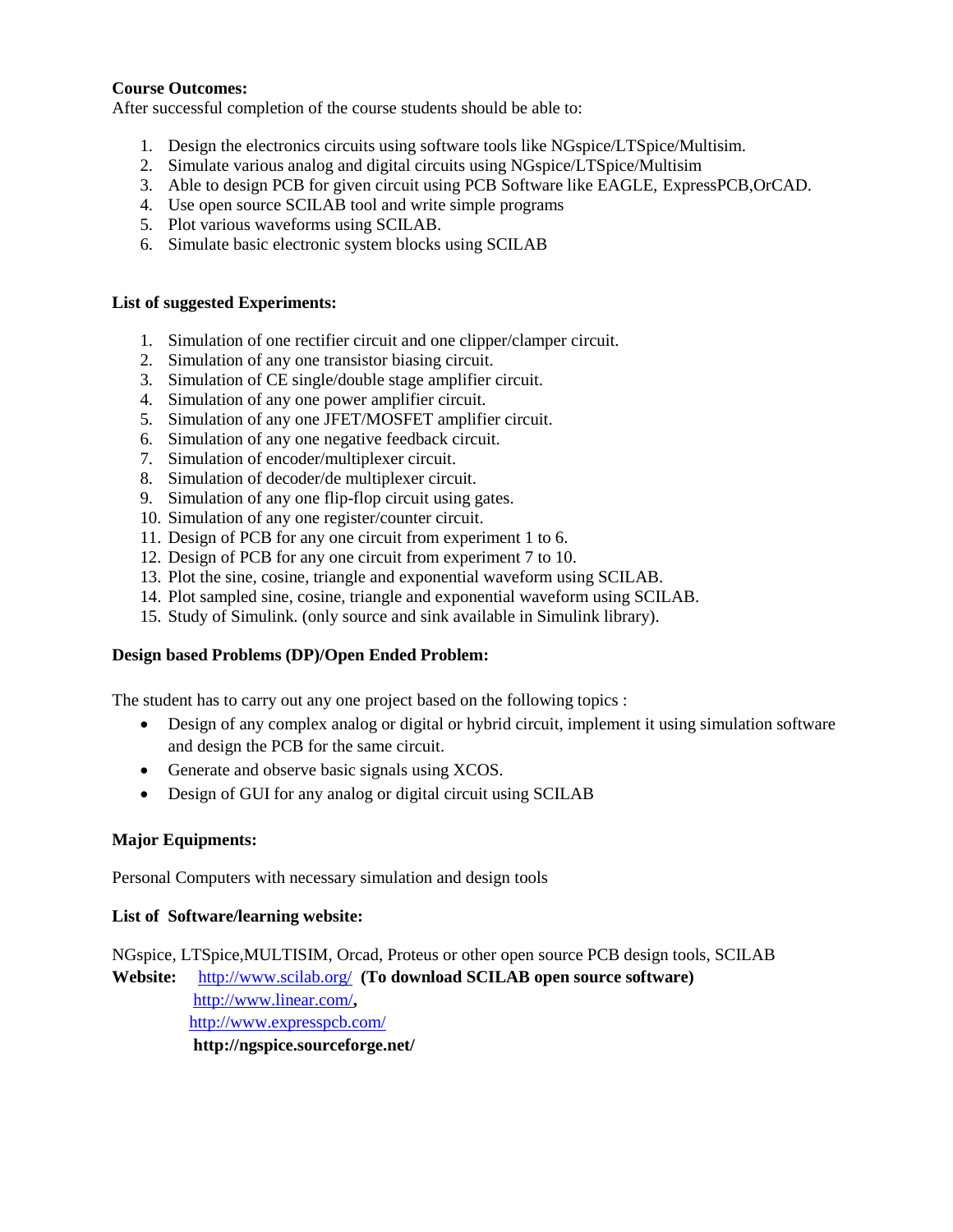**Course Outcomes:**

After successful completion of the course students should be able to:

1. Design the electronics circuits using software tools like NGspice/LTSpice/Multisim.
2. Simulate various analog and digital circuits using NGspice/LTSpice/Multisim
3. Able to design PCB for given circuit using PCB Software like EAGLE, ExpressPCB,OrCAD.
4. Use open source SCILAB tool and write simple programs
5. Plot various waveforms using SCILAB.
6. Simulate basic electronic system blocks using SCILAB

**List of suggested Experiments:**

1. Simulation of one rectifier circuit and one clipper/clamper circuit.
2. Simulation of any one transistor biasing circuit.
3. Simulation of CE single/double stage amplifier circuit.
4. Simulation of any one power amplifier circuit.
5. Simulation of any one JFET/MOSFET amplifier circuit.
6. Simulation of any one negative feedback circuit.
7. Simulation of encoder/multiplexer circuit.
8. Simulation of decoder/de multiplexer circuit.
9. Simulation of any one flip-flop circuit using gates.
10. Simulation of any one register/counter circuit.
11. Design of PCB for any one circuit from experiment 1 to 6.
12. Design of PCB for any one circuit from experiment 7 to 10.
13. Plot the sine, cosine, triangle and exponential waveform using SCILAB.
14. Plot sampled sine, cosine, triangle and exponential waveform using SCILAB.
15. Study of Simulink. (only source and sink available in Simulink library).

**Design based Problems (DP)/Open Ended Problem:**

The student has to carry out any one project based on the following topics :

- Design of any complex analog or digital or hybrid circuit, implement it using simulation software and design the PCB for the same circuit.
- Generate and observe basic signals using XCOS.
- Design of GUI for any analog or digital circuit using SCILAB

**Major Equipments:**

Personal Computers with necessary simulation and design tools

**List of Software/learning website:**

NGspice, LTSpice,MULTISIM, Orcad, Proteus or other open source PCB design tools, SCILAB

**Website:** http://www.scilab.org/ **(To download SCILAB open source software)**

http://www.linear.com/**,**

http://www.expresspcb.com/

**http://ngspice.sourceforge.net/**